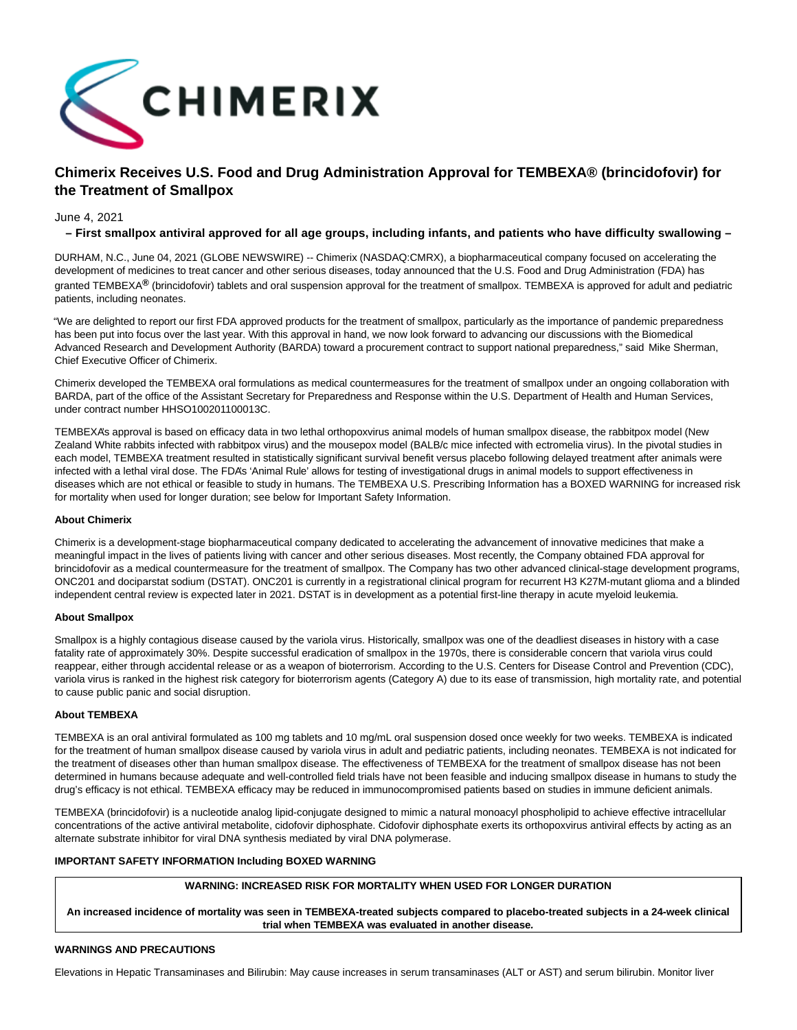# Chimerix Receives U.S. Food and Drug Administration Approval for TEMBEXA® (brincidofovir) for the Treatment of Smallpox

June 4, 2021

**– First smallpox antiviral approved for all age groups, including infants, and patients who have difficulty swallowing –**

DURHAM, N.C., June 04, 2021 (GLOBE NEWSWIRE) -- Chimerix (NASDAQ:CMRX), a biopharmaceutical company focused on accelerating the development of medicines to treat cancer and other serious diseases, today announced that the U.S. Food and Drug Administration (FDA) has granted TEMBEXA**®** (brincidofovir) tablets and oral suspension approval for the treatment of smallpox. TEMBEXA is approved for adult and pediatric patients, including neonates.

"We are delighted to report our first FDA approved products for the treatment of smallpox, particularly as the importance of pandemic preparedness has been put into focus over the last year. With this approval in hand, we now look forward to advancing our discussions with the Biomedical Advanced Research and Development Authority (BARDA) toward a procurement contract to support national preparedness," said Mike Sherman, Chief Executive Officer of Chimerix.

Chimerix developed the TEMBEXA oral formulations as medical countermeasures for the treatment of smallpox under an ongoing collaboration with BARDA, part of the office of the Assistant Secretary for Preparedness and Response within the U.S. Department of Health and Human Services, under contract number HHSO100201100013C.

TEMBEXA's approval is based on efficacy data in two lethal orthopoxvirus animal models of human smallpox disease, the rabbitpox model (New Zealand White rabbits infected with rabbitpox virus) and the mousepox model (BALB/c mice infected with ectromelia virus). In the pivotal studies in each model, TEMBEXA treatment resulted in statistically significant survival benefit versus placebo following delayed treatment after animals were infected with a lethal viral dose. The FDA's 'Animal Rule' allows for testing of investigational drugs in animal models to support effectiveness in diseases which are not ethical or feasible to study in humans. The TEMBEXA U.S. Prescribing Information has a BOXED WARNING for increased risk for mortality when used for longer duration; see below for Important Safety Information.

**About Chimerix**

Chimerix is a development-stage biopharmaceutical company dedicated to accelerating the advancement of innovative medicines that make a meaningful impact in the lives of patients living with cancer and other serious diseases. Most recently, the Company obtained FDA approval for brincidofovir as a medical countermeasure for the treatment of smallpox. The Company has two other advanced clinical-stage development programs, ONC201 and dociparstat sodium (DSTAT). ONC201 is currently in a registrational clinical program for recurrent H3 K27M-mutant glioma and a blinded independent central review is expected later in 2021. DSTAT is in development as a potential first-line therapy in acute myeloid leukemia.

**About Smallpox**

Smallpox is a highly contagious disease caused by the variola virus. Historically, smallpox was one of the deadliest diseases in history with a case fatality rate of approximately 30%. Despite successful eradication of smallpox in the 1970s, there is considerable concern that variola virus could reappear, either through accidental release or as a weapon of bioterrorism. According to the U.S. Centers for Disease Control and Prevention (CDC), variola virus is ranked in the highest risk category for bioterrorism agents (Category A) due to its ease of transmission, high mortality rate, and potential to cause public panic and social disruption.

**About TEMBEXA**

TEMBEXA is an oral antiviral formulated as 100 mg tablets and 10 mg/mL oral suspension dosed once weekly for two weeks. TEMBEXA is indicated for the treatment of human smallpox disease caused by variola virus in adult and pediatric patients, including neonates. TEMBEXA is not indicated for the treatment of diseases other than human smallpox disease. The effectiveness of TEMBEXA for the treatment of smallpox disease has not been determined in humans because adequate and well-controlled field trials have not been feasible and inducing smallpox disease in humans to study the drug's efficacy is not ethical. TEMBEXA efficacy may be reduced in immunocompromised patients based on studies in immune deficient animals.

TEMBEXA (brincidofovir) is a nucleotide analog lipid-conjugate designed to mimic a natural monoacyl phospholipid to achieve effective intracellular concentrations of the active antiviral metabolite, cidofovir diphosphate. Cidofovir diphosphate exerts its orthopoxvirus antiviral effects by acting as an alternate substrate inhibitor for viral DNA synthesis mediated by viral DNA polymerase.

**IMPORTANT SAFETY INFORMATION Including BOXED WARNING**

| |
|---|
| **WARNING: INCREASED RISK FOR MORTALITY WHEN USED FOR LONGER DURATION** |
| **An increased incidence of mortality was seen in TEMBEXA-treated subjects compared to placebo-treated subjects in a 24-week clinical trial when TEMBEXA was evaluated in another disease.** |

**WARNINGS AND PRECAUTIONS**

Elevations in Hepatic Transaminases and Bilirubin: May cause increases in serum transaminases (ALT or AST) and serum bilirubin. Monitor liver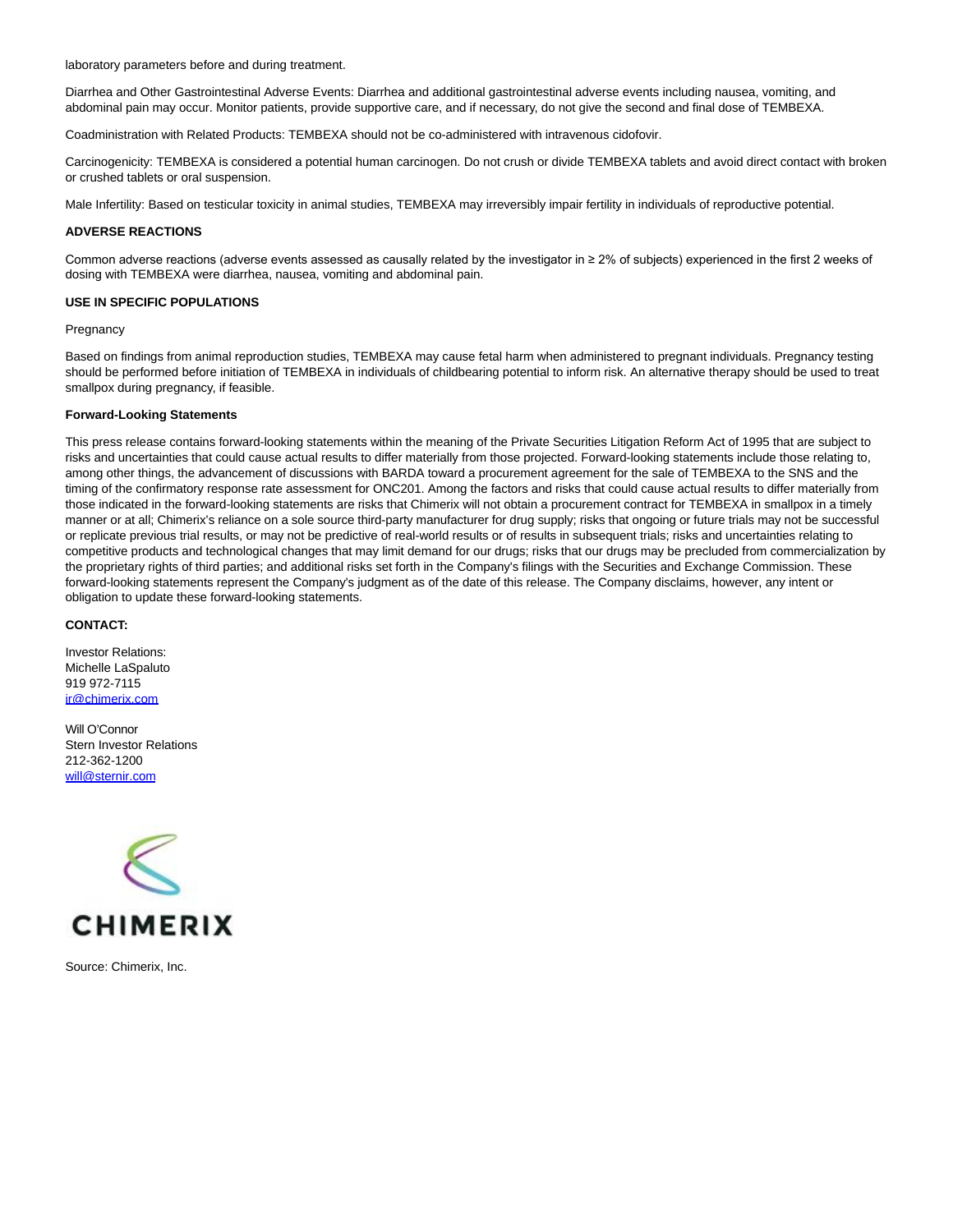laboratory parameters before and during treatment.

Diarrhea and Other Gastrointestinal Adverse Events: Diarrhea and additional gastrointestinal adverse events including nausea, vomiting, and abdominal pain may occur. Monitor patients, provide supportive care, and if necessary, do not give the second and final dose of TEMBEXA.

Coadministration with Related Products: TEMBEXA should not be co-administered with intravenous cidofovir.

Carcinogenicity: TEMBEXA is considered a potential human carcinogen. Do not crush or divide TEMBEXA tablets and avoid direct contact with broken or crushed tablets or oral suspension.

Male Infertility: Based on testicular toxicity in animal studies, TEMBEXA may irreversibly impair fertility in individuals of reproductive potential.

**ADVERSE REACTIONS**

Common adverse reactions (adverse events assessed as causally related by the investigator in ≥ 2% of subjects) experienced in the first 2 weeks of dosing with TEMBEXA were diarrhea, nausea, vomiting and abdominal pain.

**USE IN SPECIFIC POPULATIONS**

Pregnancy

Based on findings from animal reproduction studies, TEMBEXA may cause fetal harm when administered to pregnant individuals. Pregnancy testing should be performed before initiation of TEMBEXA in individuals of childbearing potential to inform risk. An alternative therapy should be used to treat smallpox during pregnancy, if feasible.

**Forward-Looking Statements**

This press release contains forward-looking statements within the meaning of the Private Securities Litigation Reform Act of 1995 that are subject to risks and uncertainties that could cause actual results to differ materially from those projected. Forward-looking statements include those relating to, among other things, the advancement of discussions with BARDA toward a procurement agreement for the sale of TEMBEXA to the SNS and the timing of the confirmatory response rate assessment for ONC201. Among the factors and risks that could cause actual results to differ materially from those indicated in the forward-looking statements are risks that Chimerix will not obtain a procurement contract for TEMBEXA in smallpox in a timely manner or at all; Chimerix's reliance on a sole source third-party manufacturer for drug supply; risks that ongoing or future trials may not be successful or replicate previous trial results, or may not be predictive of real-world results or of results in subsequent trials; risks and uncertainties relating to competitive products and technological changes that may limit demand for our drugs; risks that our drugs may be precluded from commercialization by the proprietary rights of third parties; and additional risks set forth in the Company's filings with the Securities and Exchange Commission. These forward-looking statements represent the Company's judgment as of the date of this release. The Company disclaims, however, any intent or obligation to update these forward-looking statements.

**CONTACT:**

Investor Relations:
Michelle LaSpaluto
919 972-7115
ir@chimerix.com

Will O'Connor
Stern Investor Relations
212-362-1200
will@sternir.com

CHIMERIX

Source: Chimerix, Inc.